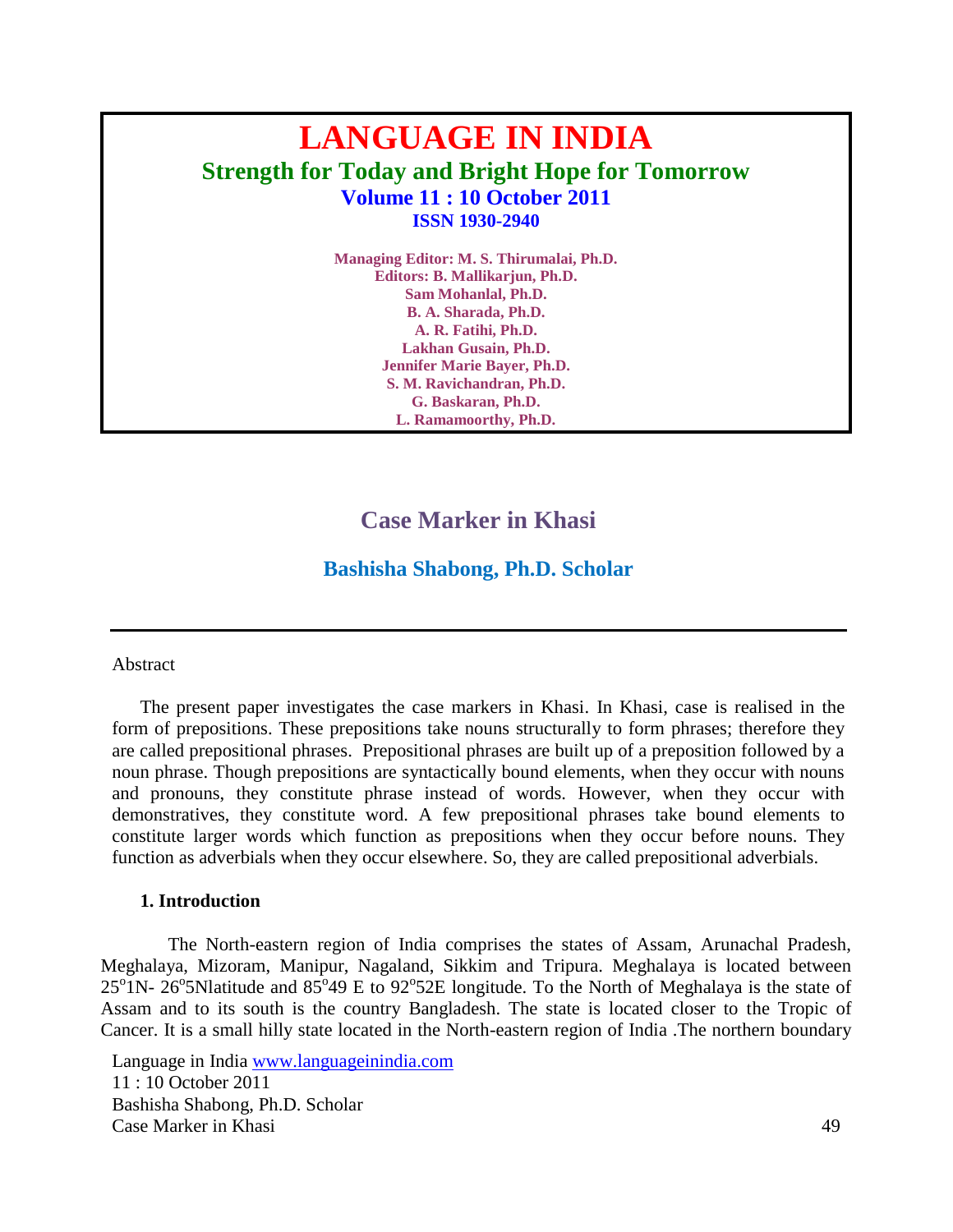# LANGUAGE IN INDIA

**Strength for Today and Bright Hope for Tomorrow**

**Volume 11 : 10 October 2011**

**ISSN 1930-2940**

**Managing Editor: M. S. Thirumalai, Ph.D.**
**Editors: B. Mallikarjun, Ph.D.**
**Sam Mohanlal, Ph.D.**
**B. A. Sharada, Ph.D.**
**A. R. Fatihi, Ph.D.**
**Lakhan Gusain, Ph.D.**
**Jennifer Marie Bayer, Ph.D.**
**S. M. Ravichandran, Ph.D.**
**G. Baskaran, Ph.D.**
**L. Ramamoorthy, Ph.D.**

## Case Marker in Khasi

### Bashisha Shabong, Ph.D. Scholar

---

Abstract

The present paper investigates the case markers in Khasi. In Khasi, case is realised in the form of prepositions. These prepositions take nouns structurally to form phrases; therefore they are called prepositional phrases. Prepositional phrases are built up of a preposition followed by a noun phrase. Though prepositions are syntactically bound elements, when they occur with nouns and pronouns, they constitute phrase instead of words. However, when they occur with demonstratives, they constitute word. A few prepositional phrases take bound elements to constitute larger words which function as prepositions when they occur before nouns. They function as adverbials when they occur elsewhere. So, they are called prepositional adverbials.

### 1. Introduction

The North-eastern region of India comprises the states of Assam, Arunachal Pradesh, Meghalaya, Mizoram, Manipur, Nagaland, Sikkim and Tripura. Meghalaya is located between $25^{o}$1N- $26^{o}$5Nlatitude and $85^{o}$49 E to $92^{o}$52E longitude. To the North of Meghalaya is the state of Assam and to its south is the country Bangladesh. The state is located closer to the Tropic of Cancer. It is a small hilly state located in the North-eastern region of India .The northern boundary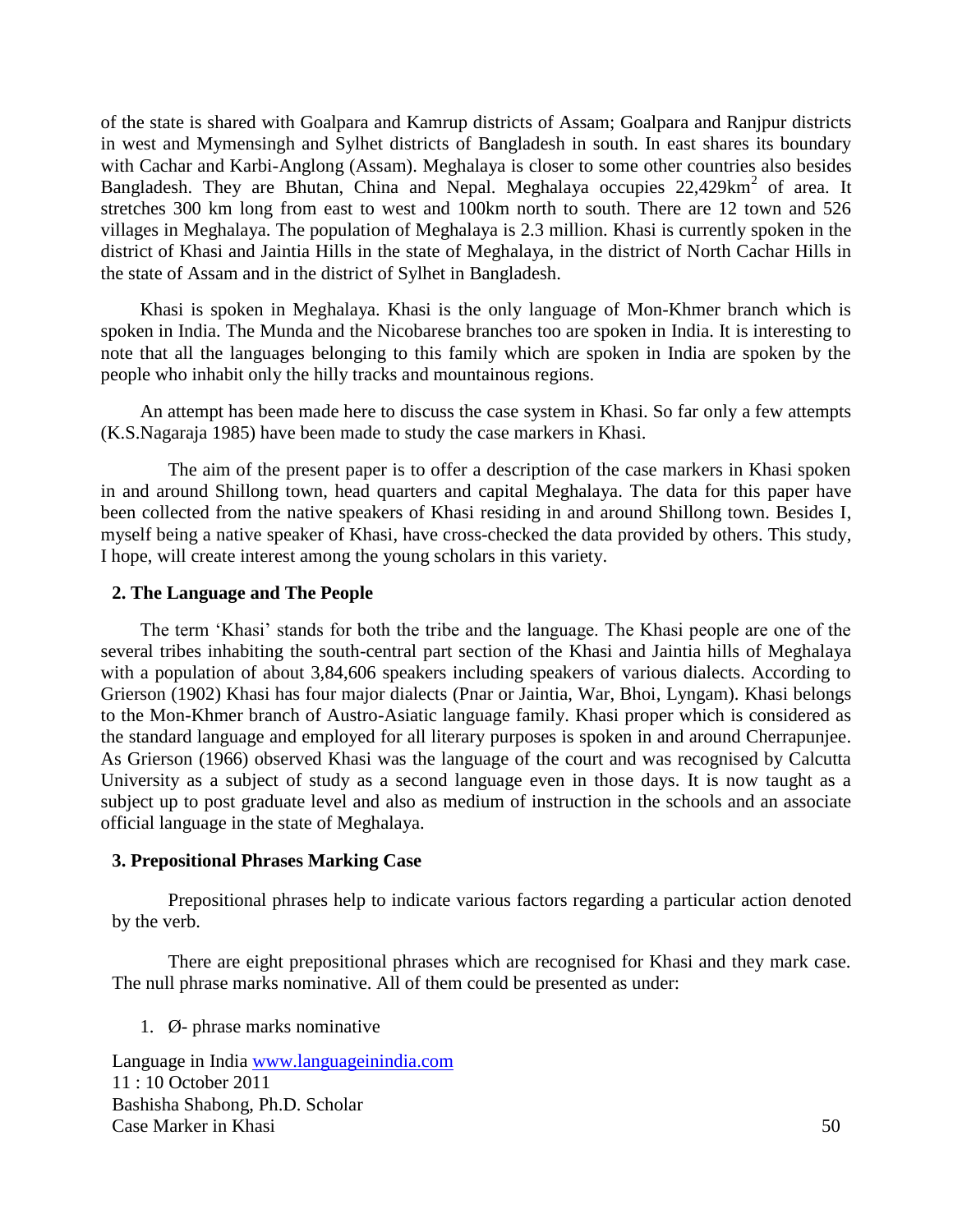of the state is shared with Goalpara and Kamrup districts of Assam; Goalpara and Ranjpur districts in west and Mymensingh and Sylhet districts of Bangladesh in south. In east shares its boundary with Cachar and Karbi-Anglong (Assam). Meghalaya is closer to some other countries also besides Bangladesh. They are Bhutan, China and Nepal. Meghalaya occupies 22,429km$^2$ of area. It stretches 300 km long from east to west and 100km north to south. There are 12 town and 526 villages in Meghalaya. The population of Meghalaya is 2.3 million. Khasi is currently spoken in the district of Khasi and Jaintia Hills in the state of Meghalaya, in the district of North Cachar Hills in the state of Assam and in the district of Sylhet in Bangladesh.

Khasi is spoken in Meghalaya. Khasi is the only language of Mon-Khmer branch which is spoken in India. The Munda and the Nicobarese branches too are spoken in India. It is interesting to note that all the languages belonging to this family which are spoken in India are spoken by the people who inhabit only the hilly tracks and mountainous regions.

An attempt has been made here to discuss the case system in Khasi. So far only a few attempts (K.S.Nagaraja 1985) have been made to study the case markers in Khasi.

The aim of the present paper is to offer a description of the case markers in Khasi spoken in and around Shillong town, head quarters and capital Meghalaya. The data for this paper have been collected from the native speakers of Khasi residing in and around Shillong town. Besides I, myself being a native speaker of Khasi, have cross-checked the data provided by others. This study, I hope, will create interest among the young scholars in this variety.

## 2. The Language and The People

The term 'Khasi' stands for both the tribe and the language. The Khasi people are one of the several tribes inhabiting the south-central part section of the Khasi and Jaintia hills of Meghalaya with a population of about 3,84,606 speakers including speakers of various dialects. According to Grierson (1902) Khasi has four major dialects (Pnar or Jaintia, War, Bhoi, Lyngam). Khasi belongs to the Mon-Khmer branch of Austro-Asiatic language family. Khasi proper which is considered as the standard language and employed for all literary purposes is spoken in and around Cherrapunjee. As Grierson (1966) observed Khasi was the language of the court and was recognised by Calcutta University as a subject of study as a second language even in those days. It is now taught as a subject up to post graduate level and also as medium of instruction in the schools and an associate official language in the state of Meghalaya.

## 3. Prepositional Phrases Marking Case

Prepositional phrases help to indicate various factors regarding a particular action denoted by the verb.

There are eight prepositional phrases which are recognised for Khasi and they mark case. The null phrase marks nominative. All of them could be presented as under:

1. Ø- phrase marks nominative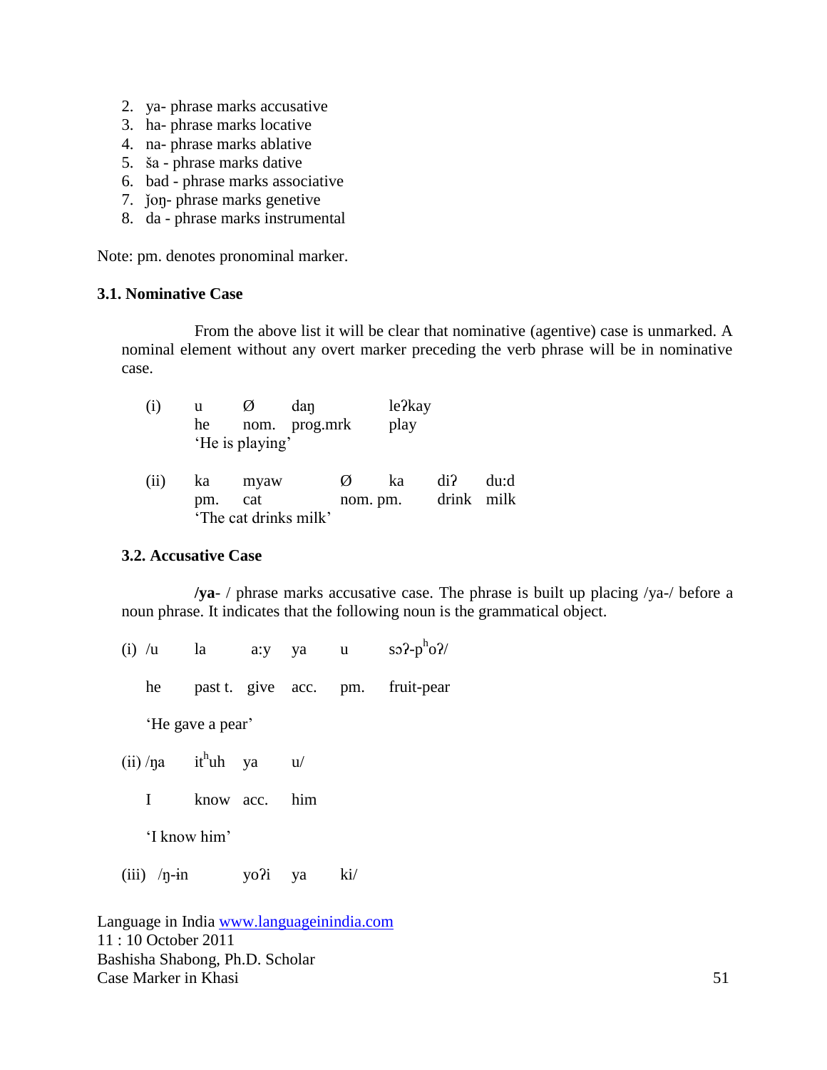2. ya- phrase marks accusative
3. ha- phrase marks locative
4. na- phrase marks ablative
5. ša - phrase marks dative
6. bad - phrase marks associative
7. ǰoŋ- phrase marks genetive
8. da - phrase marks instrumental

Note: pm. denotes pronominal marker.

### 3.1. Nominative Case

From the above list it will be clear that nominative (agentive) case is unmarked. A nominal element without any overt marker preceding the verb phrase will be in nominative case.

(i) u Ø daŋ leʔkay
he nom. prog.mrk play
'He is playing'

(ii) ka myaw Ø ka diʔ du:d
pm. cat nom. pm. drink milk
'The cat drinks milk'

### 3.2. Accusative Case

**/ya**- / phrase marks accusative case. The phrase is built up placing /ya-/ before a noun phrase. It indicates that the following noun is the grammatical object.

(i) /u la a:y ya u sɔʔ-pʰoʔ/

he past t. give acc. pm. fruit-pear

'He gave a pear'

(ii) /ŋa itʰuh ya u/

I know acc. him

'I know him'

(iii) /ŋ-ɨn yoʔi ya ki/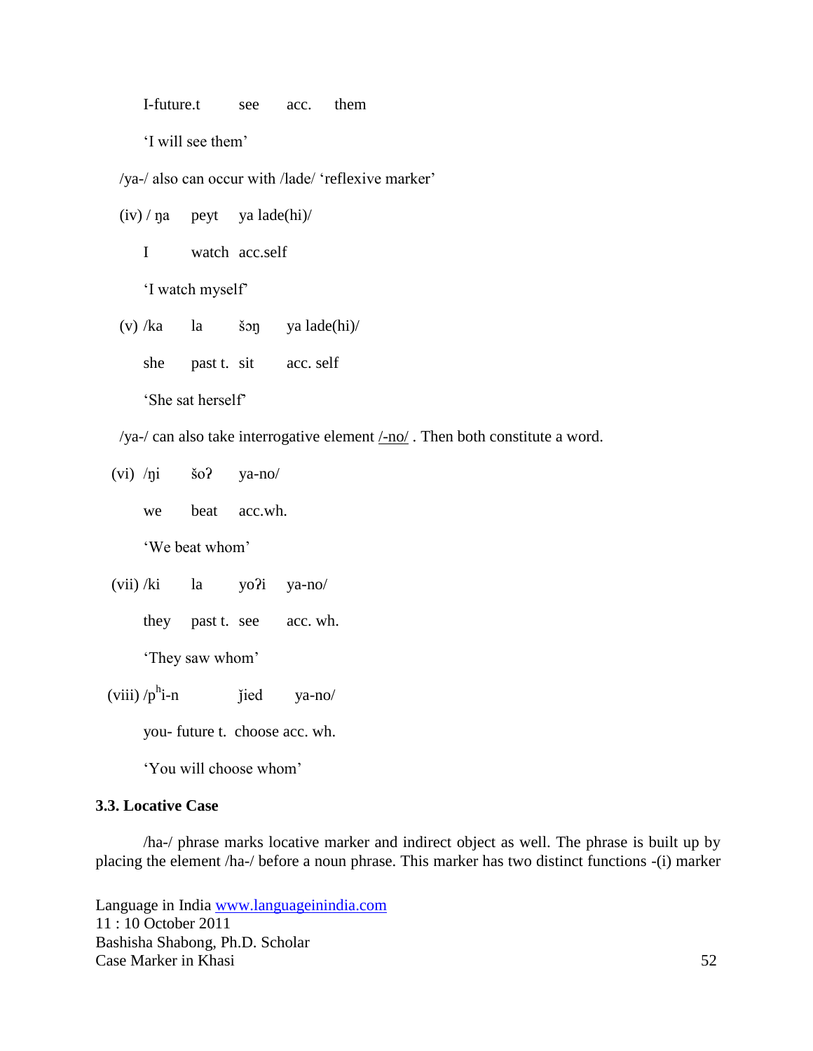I-future.t see acc. them

'I will see them'

/ya-/ also can occur with /lade/ 'reflexive marker'

(iv) / ŋa peyt ya lade(hi)/

I watch acc.self

'I watch myself'

(v) /ka la šɔŋ ya lade(hi)/

she past t. sit acc. self

'She sat herself'

/ya-/ can also take interrogative element /-no/ . Then both constitute a word.

(vi) /ŋi šoʔ ya-no/

we beat acc.wh.

'We beat whom'

(vii) /ki la yoʔi ya-no/

they past t. see acc. wh.

'They saw whom'

(viii) /p^hi-n ǰied ya-no/

you- future t. choose acc. wh.

'You will choose whom'

### 3.3. Locative Case

/ha-/ phrase marks locative marker and indirect object as well. The phrase is built up by placing the element /ha-/ before a noun phrase. This marker has two distinct functions -(i) marker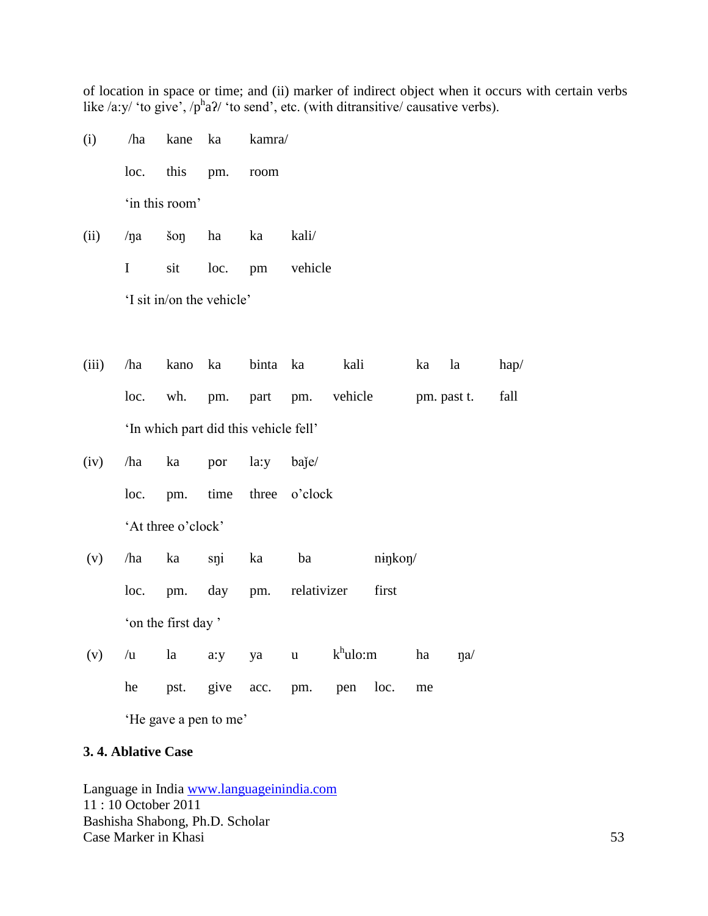of location in space or time; and (ii) marker of indirect object when it occurs with certain verbs like /a:y/ 'to give', /$p^h$aʔ/ 'to send', etc. (with ditransitive/ causative verbs).

(i) /ha kane ka kamra/

loc. this pm. room

'in this room'

(ii) /ŋa šoŋ ha ka kali/

I sit loc. pm vehicle

'I sit in/on the vehicle'

(iii) /ha kano ka binta ka kali ka la hap/

loc. wh. pm. part pm. vehicle pm. past t. fall

'In which part did this vehicle fell'

(iv) /ha ka por la:y baǰe/

loc. pm. time three o'clock

'At three o'clock'

(v) /ha ka sŋi ka ba niŋkoŋ/

loc. pm. day pm. relativizer first

'on the first day '

(v) /u la a:y ya u $k^h$ulo:m ha ŋa/

he pst. give acc. pm. pen loc. me

'He gave a pen to me'

**3. 4. Ablative Case**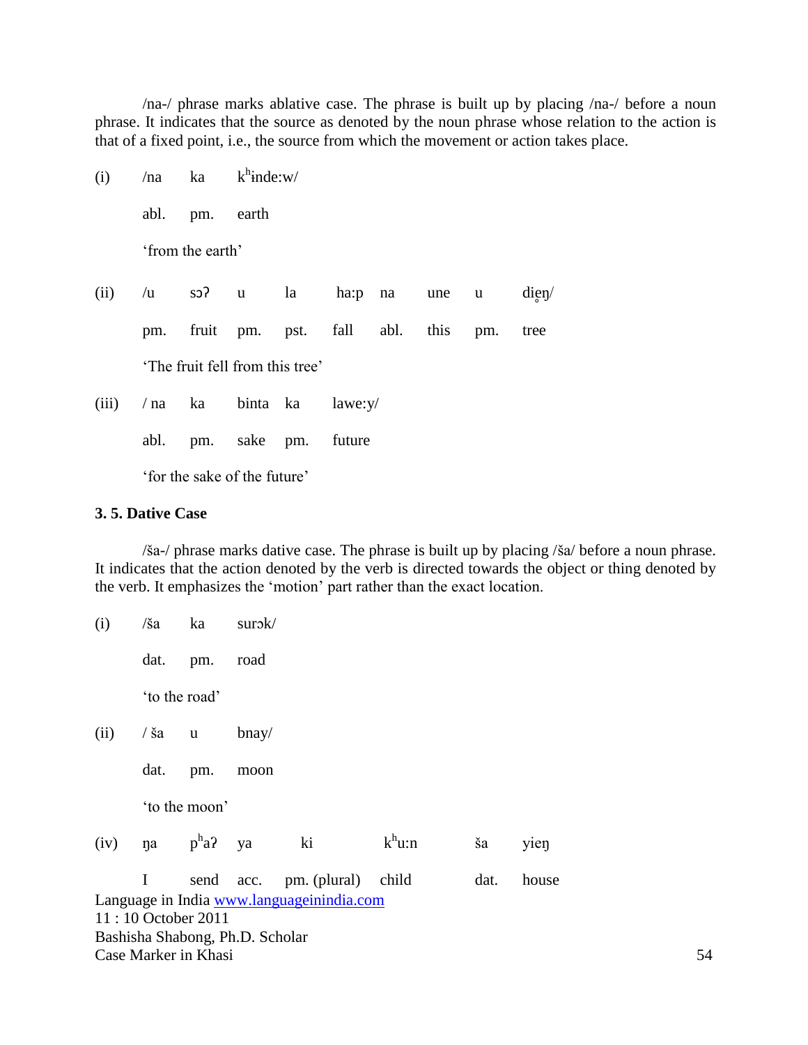/na-/ phrase marks ablative case. The phrase is built up by placing /na-/ before a noun phrase. It indicates that the source as denoted by the noun phrase whose relation to the action is that of a fixed point, i.e., the source from which the movement or action takes place.

| | | | | | | | | | |
|---|---|---|---|---|---|---|---|---|---|
| (i) | /na | ka | kʰɨnde:w/ | | | | | | |
| | abl. | pm. | earth | | | | | | |
| | 'from the earth' | | | | | | | | |
| (ii) | /u | sɔʔ | u | la | ha:p | na | une | u | diə̥ŋ/ |
| | pm. | fruit | pm. | pst. | fall | abl. | this | pm. | tree |
| | 'The fruit fell from this tree' | | | | | | | | |
| (iii) | / na | ka | binta | ka | lawe:y/ | | | | |
| | abl. | pm. | sake | pm. | future | | | | |
| | 'for the sake of the future' | | | | | | | | |

### 3. 5. Dative Case

/ša-/ phrase marks dative case. The phrase is built up by placing /ša/ before a noun phrase. It indicates that the action denoted by the verb is directed towards the object or thing denoted by the verb. It emphasizes the 'motion' part rather than the exact location.

| | | | | | | | |
|---|---|---|---|---|---|---|---|
| (i) | /ša | ka | surɔk/ | | | | |
| | dat. | pm. | road | | | | |
| | 'to the road' | | | | | | |
| (ii) | / ša | u | bnay/ | | | | |
| | dat. | pm. | moon | | | | |
| | 'to the moon' | | | | | | |
| (iv) | ŋa | pʰaʔ | ya | ki | kʰu:n | ša | yieŋ |
| | I | send | acc. | pm. (plural) | child | dat. | house |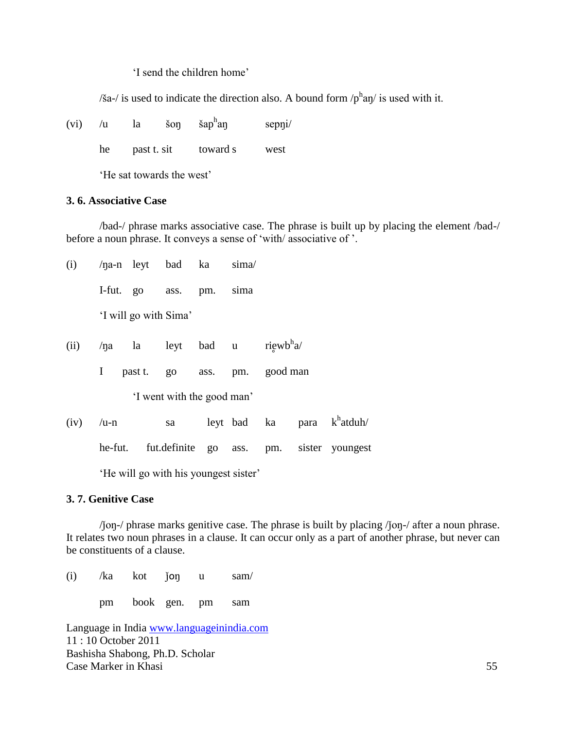'I send the children home'

/ša-/ is used to indicate the direction also. A bound form /pʰaŋ/ is used with it.

(vi) /u la šoŋ šapʰaŋ sepŋi/

he past t. sit toward s west

'He sat towards the west'

### 3. 6. Associative Case

/bad-/ phrase marks associative case. The phrase is built up by placing the element /bad-/ before a noun phrase. It conveys a sense of 'with/ associative of '.

(i) /ŋa-n leyt bad ka sima/

I-fut. go ass. pm. sima

'I will go with Sima'

(ii) /ŋa la leyt bad u ri̥ewbʰa/

I past t. go ass. pm. good man

'I went with the good man'

(iv) /u-n sa leyt bad ka para kʰatduh/

he-fut. fut.definite go ass. pm. sister youngest

'He will go with his youngest sister'

### 3. 7. Genitive Case

/ǰoŋ-/ phrase marks genitive case. The phrase is built by placing /ǰoŋ-/ after a noun phrase. It relates two noun phrases in a clause. It can occur only as a part of another phrase, but never can be constituents of a clause.

(i) /ka kot ǰoŋ u sam/

pm book gen. pm sam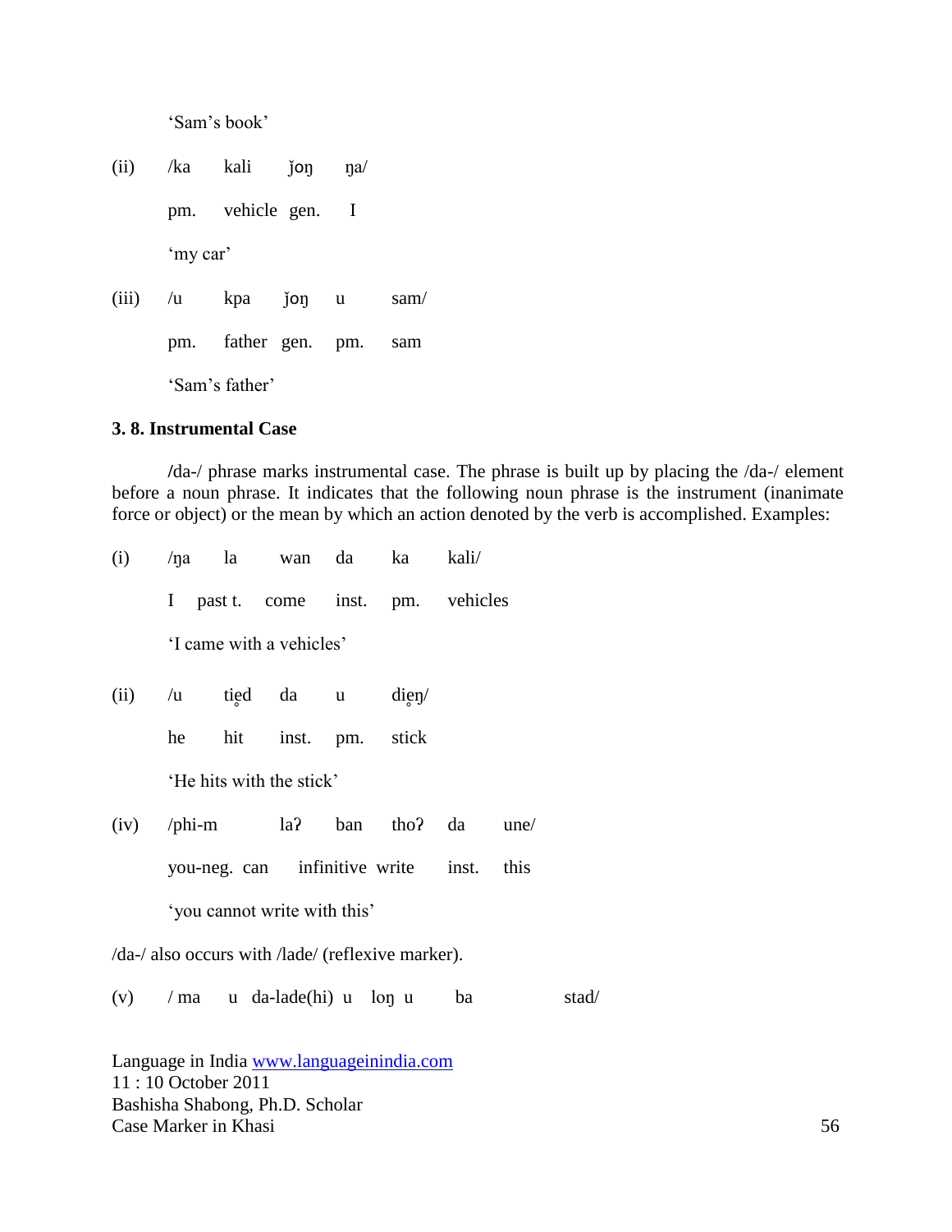'Sam's book'

(ii) /ka kali ǰoŋ ŋa/

pm. vehicle gen. I

'my car'

(iii) /u kpa ǰoŋ u sam/

pm. father gen. pm. sam

'Sam's father'

**3. 8. Instrumental Case**

**/**da-/ phrase marks instrumental case. The phrase is built up by placing the /da-/ element before a noun phrase. It indicates that the following noun phrase is the instrument (inanimate force or object) or the mean by which an action denoted by the verb is accomplished. Examples:

(i) /ŋa la wan da ka kali/

I past t. come inst. pm. vehicles

'I came with a vehicles'

(ii) /u tie̥d da u die̥ŋ/

he hit inst. pm. stick

'He hits with the stick'

(iv) /phi-m laʔ ban thoʔ da une/

you-neg. can infinitive write inst. this

'you cannot write with this'

/da-/ also occurs with /lade/ (reflexive marker).

(v) / ma u da-lade(hi) u loŋ u ba stad/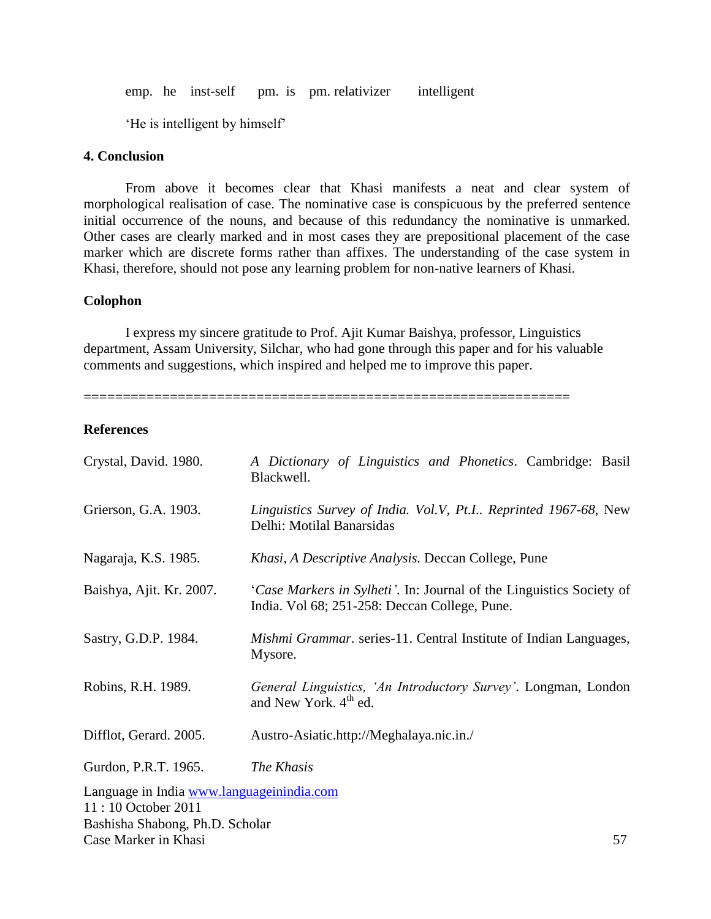emp. he inst-self pm. is pm. relativizer intelligent

'He is intelligent by himself'

**4. Conclusion**

From above it becomes clear that Khasi manifests a neat and clear system of morphological realisation of case. The nominative case is conspicuous by the preferred sentence initial occurrence of the nouns, and because of this redundancy the nominative is unmarked. Other cases are clearly marked and in most cases they are prepositional placement of the case marker which are discrete forms rather than affixes. The understanding of the case system in Khasi, therefore, should not pose any learning problem for non-native learners of Khasi.

**Colophon**

I express my sincere gratitude to Prof. Ajit Kumar Baishya, professor, Linguistics department, Assam University, Silchar, who had gone through this paper and for his valuable comments and suggestions, which inspired and helped me to improve this paper.

==============================================================

**References**

Crystal, David. 1980. *A Dictionary of Linguistics and Phonetics*. Cambridge: Basil Blackwell.

Grierson, G.A. 1903. *Linguistics Survey of India. Vol.V, Pt.I.. Reprinted 1967-68*, New Delhi: Motilal Banarsidas

Nagaraja, K.S. 1985. *Khasi, A Descriptive Analysis.* Deccan College, Pune

Baishya, Ajit. Kr. 2007. '*Case Markers in Sylheti'*. In: Journal of the Linguistics Society of India. Vol 68; 251-258: Deccan College, Pune.

Sastry, G.D.P. 1984. *Mishmi Grammar.* series-11. Central Institute of Indian Languages, Mysore.

Robins, R.H. 1989. *General Linguistics, 'An Introductory Survey'*. Longman, London and New York. 4th ed.

Difflot, Gerard. 2005. Austro-Asiatic.http://Meghalaya.nic.in./

Gurdon, P.R.T. 1965. *The Khasis*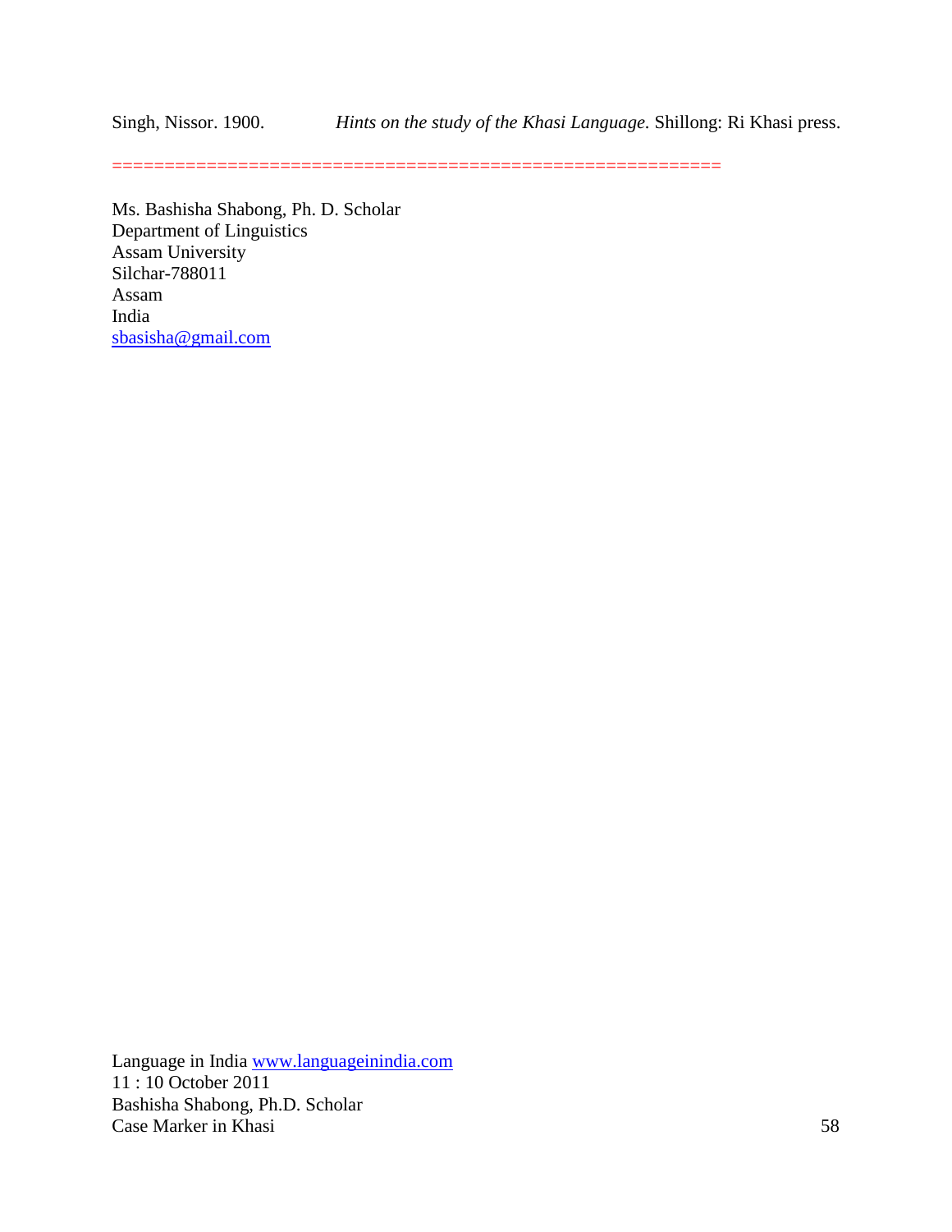Singh, Nissor. 1900. *Hints on the study of the Khasi Language.* Shillong: Ri Khasi press.

==========================================================

Ms. Bashisha Shabong, Ph. D. Scholar
Department of Linguistics
Assam University
Silchar-788011
Assam
India
sbasisha@gmail.com